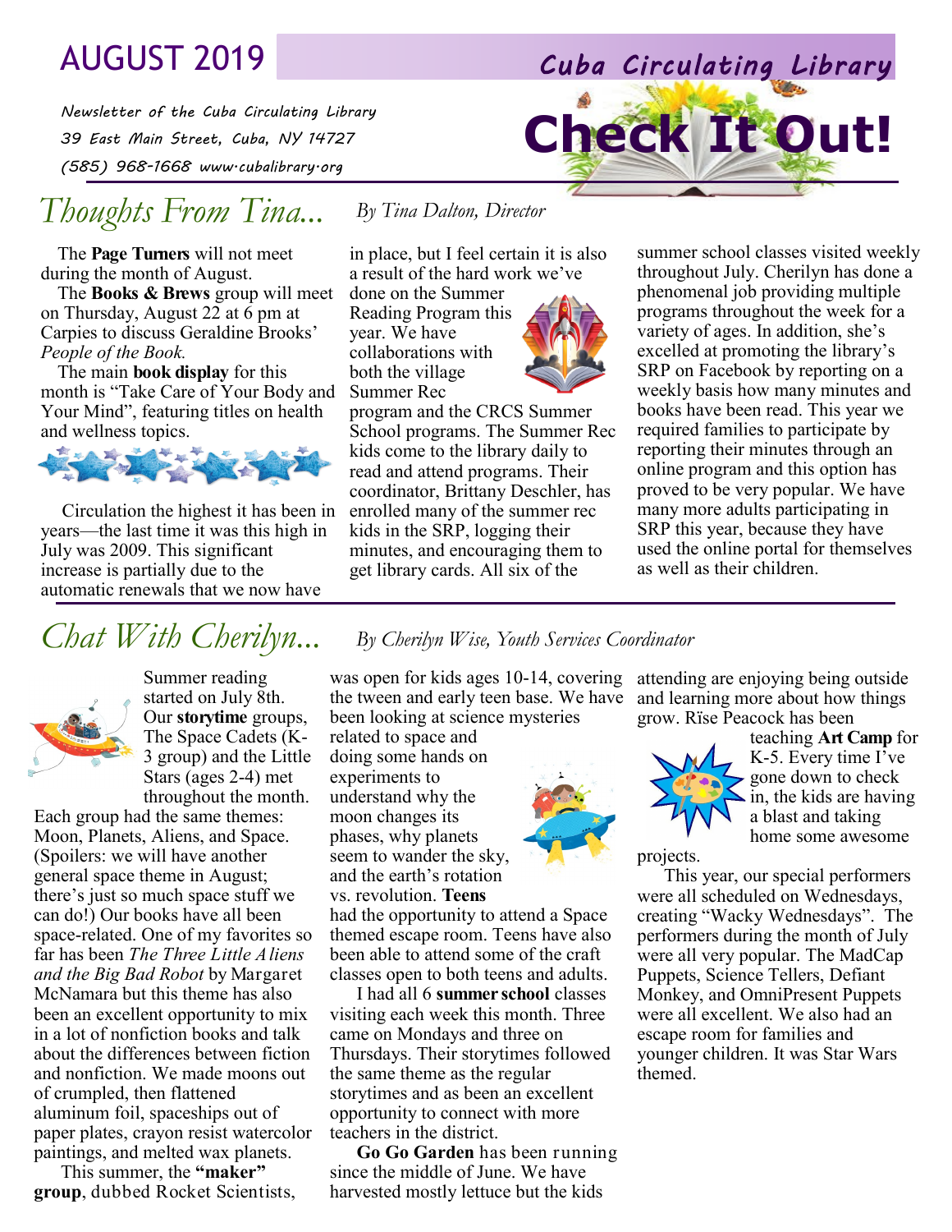AUGUST 2019

# Cuba Circulating Library

*Newsletter of the Cuba Circulating Library*
*39 East Main Street, Cuba, NY 14727*
*(585) 968-1668 www.cubalibrary.org*

# Check It Out!

## *Thoughts From Tina...*

*By Tina Dalton, Director*

The **Page Turners** will not meet during the month of August.

The **Books & Brews** group will meet on Thursday, August 22 at 6 pm at Carpies to discuss Geraldine Brooks' *People of the Book.*

The main **book display** for this month is "Take Care of Your Body and Your Mind", featuring titles on health and wellness topics.

Circulation the highest it has been in years—the last time it was this high in July was 2009. This significant increase is partially due to the automatic renewals that we now have in place, but I feel certain it is also a result of the hard work we've done on the Summer Reading Program this year. We have collaborations with both the village Summer Rec program and the CRCS Summer School programs. The Summer Rec kids come to the library daily to read and attend programs. Their coordinator, Brittany Deschler, has enrolled many of the summer rec kids in the SRP, logging their minutes, and encouraging them to get library cards. All six of the summer school classes visited weekly throughout July. Cherilyn has done a phenomenal job providing multiple programs throughout the week for a variety of ages. In addition, she's excelled at promoting the library's SRP on Facebook by reporting on a weekly basis how many minutes and books have been read. This year we required families to participate by reporting their minutes through an online program and this option has proved to be very popular. We have many more adults participating in SRP this year, because they have used the online portal for themselves as well as their children.

## *Chat With Cherilyn...*

*By Cherilyn Wise, Youth Services Coordinator*

Summer reading started on July 8th. Our **storytime** groups, The Space Cadets (K-3 group) and the Little Stars (ages 2-4) met throughout the month. Each group had the same themes: Moon, Planets, Aliens, and Space. (Spoilers: we will have another general space theme in August; there's just so much space stuff we can do!) Our books have all been space-related. One of my favorites so far has been *The Three Little Aliens and the Big Bad Robot* by Margaret McNamara but this theme has also been an excellent opportunity to mix in a lot of nonfiction books and talk about the differences between fiction and nonfiction. We made moons out of crumpled, then flattened aluminum foil, spaceships out of paper plates, crayon resist watercolor paintings, and melted wax planets.

This summer, the **"maker" group**, dubbed Rocket Scientists, was open for kids ages 10-14, covering the tween and early teen base. We have been looking at science mysteries related to space and doing some hands on experiments to understand why the moon changes its phases, why planets seem to wander the sky, and the earth's rotation vs. revolution. **Teens** had the opportunity to attend a Space themed escape room. Teens have also been able to attend some of the craft classes open to both teens and adults.

I had all 6 **summer school** classes visiting each week this month. Three came on Mondays and three on Thursdays. Their storytimes followed the same theme as the regular storytimes and as been an excellent opportunity to connect with more teachers in the district.

**Go Go Garden** has been running since the middle of June. We have harvested mostly lettuce but the kids attending are enjoying being outside and learning more about how things grow. Rïse Peacock has been teaching **Art Camp** for K-5. Every time I've gone down to check in, the kids are having a blast and taking home some awesome projects.

This year, our special performers were all scheduled on Wednesdays, creating "Wacky Wednesdays". The performers during the month of July were all very popular. The MadCap Puppets, Science Tellers, Defiant Monkey, and OmniPresent Puppets were all excellent. We also had an escape room for families and younger children. It was Star Wars themed.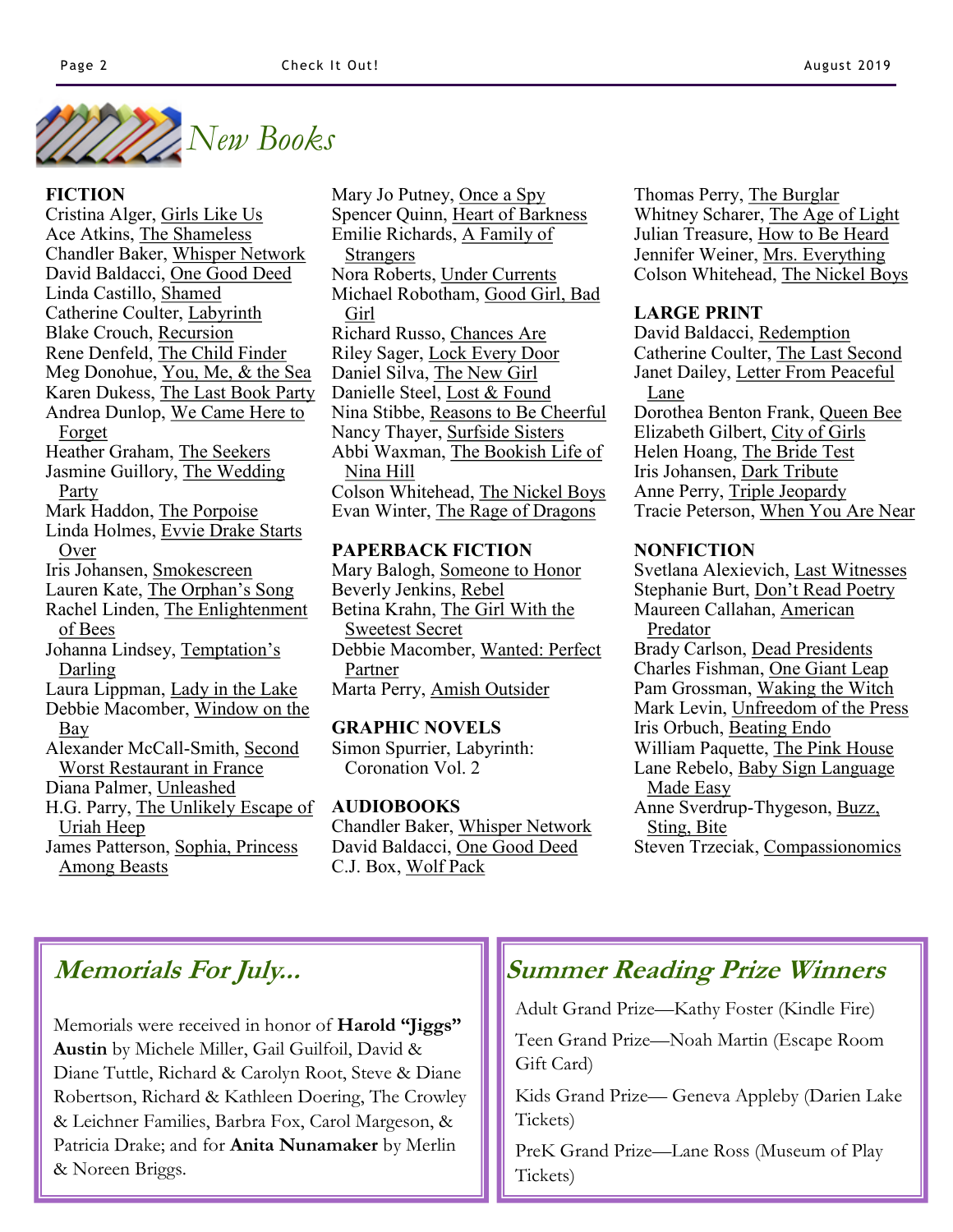# New Books

## FICTION

Cristina Alger, Girls Like Us
Ace Atkins, The Shameless
Chandler Baker, Whisper Network
David Baldacci, One Good Deed
Linda Castillo, Shamed
Catherine Coulter, Labyrinth
Blake Crouch, Recursion
Rene Denfeld, The Child Finder
Meg Donohue, You, Me, & the Sea
Karen Dukess, The Last Book Party
Andrea Dunlop, We Came Here to Forget
Heather Graham, The Seekers
Jasmine Guillory, The Wedding Party
Mark Haddon, The Porpoise
Linda Holmes, Evvie Drake Starts Over
Iris Johansen, Smokescreen
Lauren Kate, The Orphan's Song
Rachel Linden, The Enlightenment of Bees
Johanna Lindsey, Temptation's Darling
Laura Lippman, Lady in the Lake
Debbie Macomber, Window on the Bay
Alexander McCall-Smith, Second Worst Restaurant in France
Diana Palmer, Unleashed
H.G. Parry, The Unlikely Escape of Uriah Heep
James Patterson, Sophia, Princess Among Beasts
Mary Jo Putney, Once a Spy
Spencer Quinn, Heart of Barkness
Emilie Richards, A Family of Strangers
Nora Roberts, Under Currents
Michael Robotham, Good Girl, Bad Girl
Richard Russo, Chances Are
Riley Sager, Lock Every Door
Daniel Silva, The New Girl
Danielle Steel, Lost & Found
Nina Stibbe, Reasons to Be Cheerful
Nancy Thayer, Surfside Sisters
Abbi Waxman, The Bookish Life of Nina Hill
Colson Whitehead, The Nickel Boys
Evan Winter, The Rage of Dragons

## PAPERBACK FICTION

Mary Balogh, Someone to Honor
Beverly Jenkins, Rebel
Betina Krahn, The Girl With the Sweetest Secret
Debbie Macomber, Wanted: Perfect Partner
Marta Perry, Amish Outsider

## GRAPHIC NOVELS

Simon Spurrier, Labyrinth: Coronation Vol. 2

## AUDIOBOOKS

Chandler Baker, Whisper Network
David Baldacci, One Good Deed
C.J. Box, Wolf Pack
Thomas Perry, The Burglar
Whitney Scharer, The Age of Light
Julian Treasure, How to Be Heard
Jennifer Weiner, Mrs. Everything
Colson Whitehead, The Nickel Boys

## LARGE PRINT

David Baldacci, Redemption
Catherine Coulter, The Last Second
Janet Dailey, Letter From Peaceful Lane
Dorothea Benton Frank, Queen Bee
Elizabeth Gilbert, City of Girls
Helen Hoang, The Bride Test
Iris Johansen, Dark Tribute
Anne Perry, Triple Jeopardy
Tracie Peterson, When You Are Near

## NONFICTION

Svetlana Alexievich, Last Witnesses
Stephanie Burt, Don't Read Poetry
Maureen Callahan, American Predator
Brady Carlson, Dead Presidents
Charles Fishman, One Giant Leap
Pam Grossman, Waking the Witch
Mark Levin, Unfreedom of the Press
Iris Orbuch, Beating Endo
William Paquette, The Pink House
Lane Rebelo, Baby Sign Language Made Easy
Anne Sverdrup-Thygeson, Buzz, Sting, Bite
Steven Trzeciak, Compassionomics

## *Memorials For July...*

Memorials were received in honor of **Harold "Jiggs" Austin** by Michele Miller, Gail Guilfoil, David & Diane Tuttle, Richard & Carolyn Root, Steve & Diane Robertson, Richard & Kathleen Doering, The Crowley & Leichner Families, Barbra Fox, Carol Margeson, & Patricia Drake; and for **Anita Nunamaker** by Merlin & Noreen Briggs.

## *Summer Reading Prize Winners*

Adult Grand Prize—Kathy Foster (Kindle Fire)

Teen Grand Prize—Noah Martin (Escape Room Gift Card)

Kids Grand Prize— Geneva Appleby (Darien Lake Tickets)

PreK Grand Prize—Lane Ross (Museum of Play Tickets)